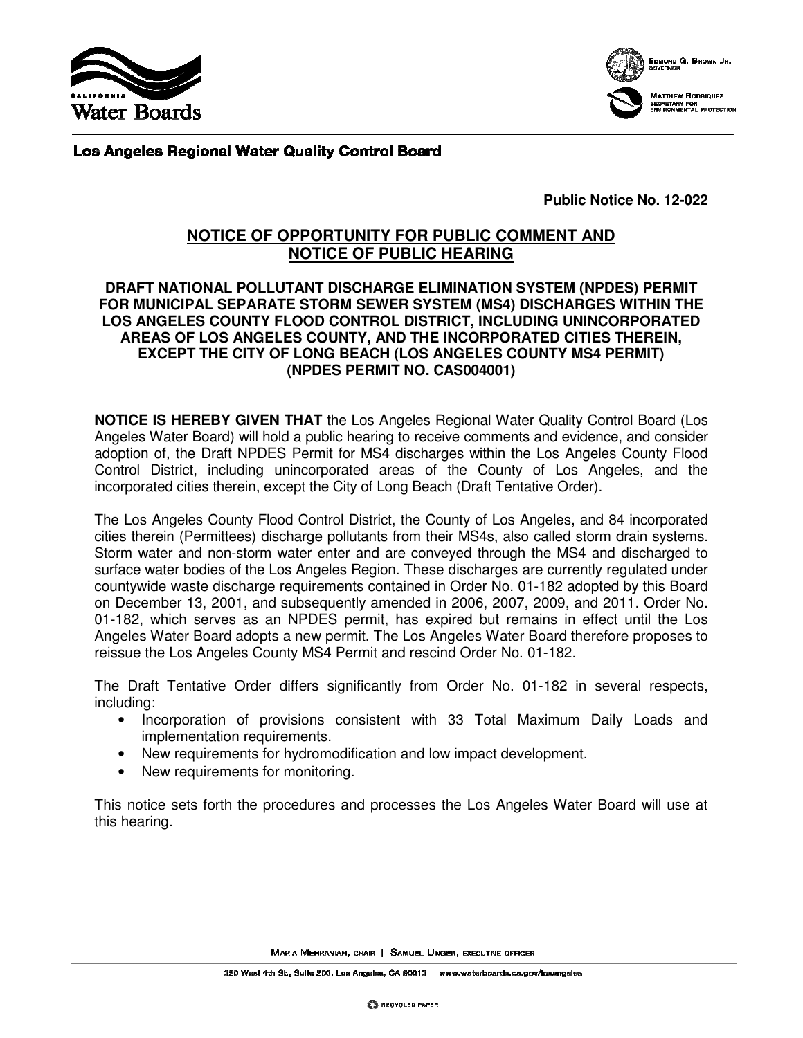**Los Angeles Regional Water Quality Control Board**

**Public Notice No. 12-022**

## NOTICE OF OPPORTUNITY FOR PUBLIC COMMENT AND NOTICE OF PUBLIC HEARING

### DRAFT NATIONAL POLLUTANT DISCHARGE ELIMINATION SYSTEM (NPDES) PERMIT FOR MUNICIPAL SEPARATE STORM SEWER SYSTEM (MS4) DISCHARGES WITHIN THE LOS ANGELES COUNTY FLOOD CONTROL DISTRICT, INCLUDING UNINCORPORATED AREAS OF LOS ANGELES COUNTY, AND THE INCORPORATED CITIES THEREIN, EXCEPT THE CITY OF LONG BEACH (LOS ANGELES COUNTY MS4 PERMIT) (NPDES PERMIT NO. CAS004001)

**NOTICE IS HEREBY GIVEN THAT** the Los Angeles Regional Water Quality Control Board (Los Angeles Water Board) will hold a public hearing to receive comments and evidence, and consider adoption of, the Draft NPDES Permit for MS4 discharges within the Los Angeles County Flood Control District, including unincorporated areas of the County of Los Angeles, and the incorporated cities therein, except the City of Long Beach (Draft Tentative Order).

The Los Angeles County Flood Control District, the County of Los Angeles, and 84 incorporated cities therein (Permittees) discharge pollutants from their MS4s, also called storm drain systems. Storm water and non-storm water enter and are conveyed through the MS4 and discharged to surface water bodies of the Los Angeles Region. These discharges are currently regulated under countywide waste discharge requirements contained in Order No. 01-182 adopted by this Board on December 13, 2001, and subsequently amended in 2006, 2007, 2009, and 2011. Order No. 01-182, which serves as an NPDES permit, has expired but remains in effect until the Los Angeles Water Board adopts a new permit. The Los Angeles Water Board therefore proposes to reissue the Los Angeles County MS4 Permit and rescind Order No. 01-182.

The Draft Tentative Order differs significantly from Order No. 01-182 in several respects, including:

- Incorporation of provisions consistent with 33 Total Maximum Daily Loads and implementation requirements.
- New requirements for hydromodification and low impact development.
- New requirements for monitoring.

This notice sets forth the procedures and processes the Los Angeles Water Board will use at this hearing.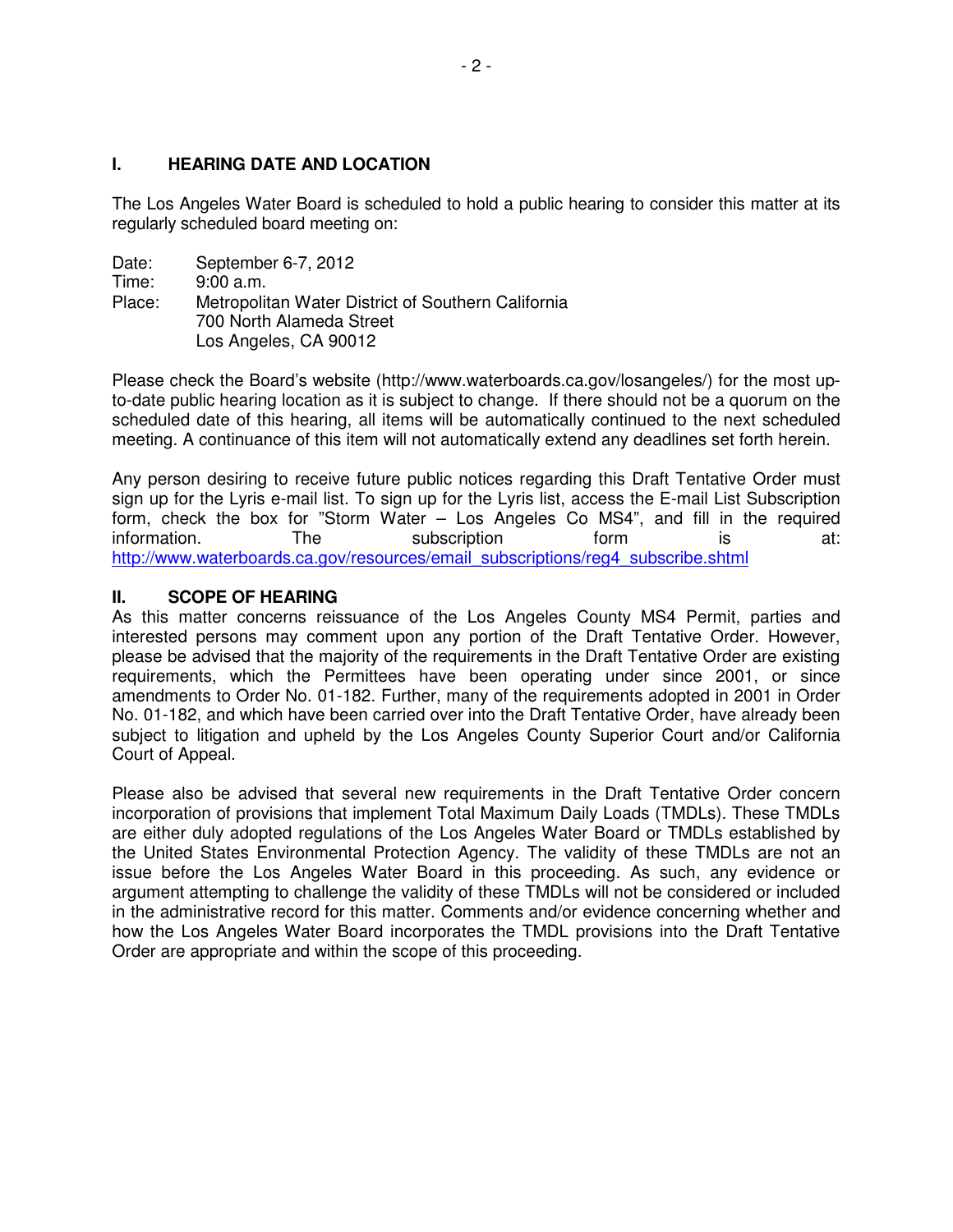## I. HEARING DATE AND LOCATION

The Los Angeles Water Board is scheduled to hold a public hearing to consider this matter at its regularly scheduled board meeting on:

Date: September 6-7, 2012
Time: 9:00 a.m.
Place: Metropolitan Water District of Southern California
700 North Alameda Street
Los Angeles, CA 90012

Please check the Board's website (http://www.waterboards.ca.gov/losangeles/) for the most up-to-date public hearing location as it is subject to change. If there should not be a quorum on the scheduled date of this hearing, all items will be automatically continued to the next scheduled meeting. A continuance of this item will not automatically extend any deadlines set forth herein.

Any person desiring to receive future public notices regarding this Draft Tentative Order must sign up for the Lyris e-mail list. To sign up for the Lyris list, access the E-mail List Subscription form, check the box for "Storm Water – Los Angeles Co MS4", and fill in the required information. The subscription form is at: http://www.waterboards.ca.gov/resources/email_subscriptions/reg4_subscribe.shtml

## II. SCOPE OF HEARING

As this matter concerns reissuance of the Los Angeles County MS4 Permit, parties and interested persons may comment upon any portion of the Draft Tentative Order. However, please be advised that the majority of the requirements in the Draft Tentative Order are existing requirements, which the Permittees have been operating under since 2001, or since amendments to Order No. 01-182. Further, many of the requirements adopted in 2001 in Order No. 01-182, and which have been carried over into the Draft Tentative Order, have already been subject to litigation and upheld by the Los Angeles County Superior Court and/or California Court of Appeal.

Please also be advised that several new requirements in the Draft Tentative Order concern incorporation of provisions that implement Total Maximum Daily Loads (TMDLs). These TMDLs are either duly adopted regulations of the Los Angeles Water Board or TMDLs established by the United States Environmental Protection Agency. The validity of these TMDLs are not an issue before the Los Angeles Water Board in this proceeding. As such, any evidence or argument attempting to challenge the validity of these TMDLs will not be considered or included in the administrative record for this matter. Comments and/or evidence concerning whether and how the Los Angeles Water Board incorporates the TMDL provisions into the Draft Tentative Order are appropriate and within the scope of this proceeding.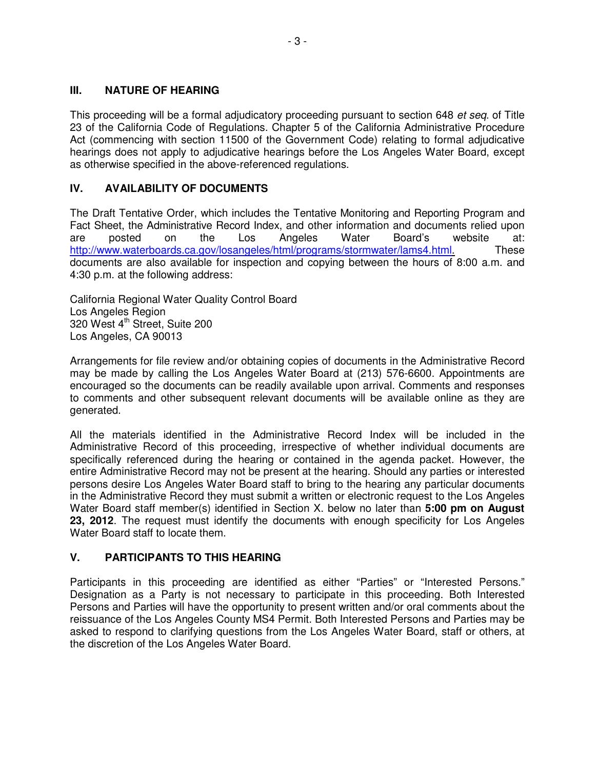## III. NATURE OF HEARING

This proceeding will be a formal adjudicatory proceeding pursuant to section 648 *et seq.* of Title 23 of the California Code of Regulations. Chapter 5 of the California Administrative Procedure Act (commencing with section 11500 of the Government Code) relating to formal adjudicative hearings does not apply to adjudicative hearings before the Los Angeles Water Board, except as otherwise specified in the above-referenced regulations.

## IV. AVAILABILITY OF DOCUMENTS

The Draft Tentative Order, which includes the Tentative Monitoring and Reporting Program and Fact Sheet, the Administrative Record Index, and other information and documents relied upon are posted on the Los Angeles Water Board's website at: http://www.waterboards.ca.gov/losangeles/html/programs/stormwater/lams4.html. These documents are also available for inspection and copying between the hours of 8:00 a.m. and 4:30 p.m. at the following address:

California Regional Water Quality Control Board
Los Angeles Region
320 West 4th Street, Suite 200
Los Angeles, CA 90013

Arrangements for file review and/or obtaining copies of documents in the Administrative Record may be made by calling the Los Angeles Water Board at (213) 576-6600. Appointments are encouraged so the documents can be readily available upon arrival. Comments and responses to comments and other subsequent relevant documents will be available online as they are generated.

All the materials identified in the Administrative Record Index will be included in the Administrative Record of this proceeding, irrespective of whether individual documents are specifically referenced during the hearing or contained in the agenda packet. However, the entire Administrative Record may not be present at the hearing. Should any parties or interested persons desire Los Angeles Water Board staff to bring to the hearing any particular documents in the Administrative Record they must submit a written or electronic request to the Los Angeles Water Board staff member(s) identified in Section X. below no later than **5:00 pm on August 23, 2012**. The request must identify the documents with enough specificity for Los Angeles Water Board staff to locate them.

## V. PARTICIPANTS TO THIS HEARING

Participants in this proceeding are identified as either "Parties" or "Interested Persons." Designation as a Party is not necessary to participate in this proceeding. Both Interested Persons and Parties will have the opportunity to present written and/or oral comments about the reissuance of the Los Angeles County MS4 Permit. Both Interested Persons and Parties may be asked to respond to clarifying questions from the Los Angeles Water Board, staff or others, at the discretion of the Los Angeles Water Board.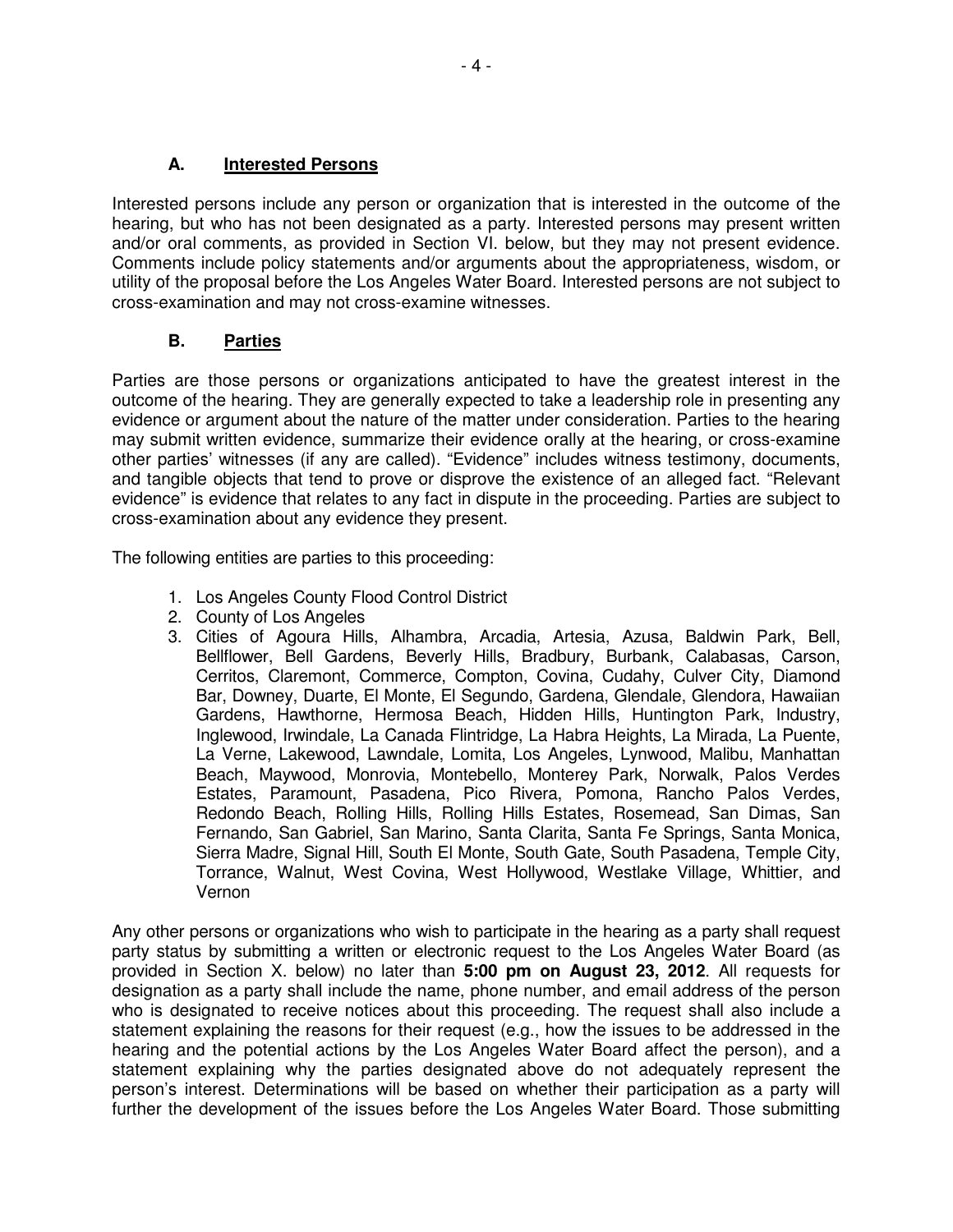### A. Interested Persons

Interested persons include any person or organization that is interested in the outcome of the hearing, but who has not been designated as a party. Interested persons may present written and/or oral comments, as provided in Section VI. below, but they may not present evidence. Comments include policy statements and/or arguments about the appropriateness, wisdom, or utility of the proposal before the Los Angeles Water Board. Interested persons are not subject to cross-examination and may not cross-examine witnesses.

### B. Parties

Parties are those persons or organizations anticipated to have the greatest interest in the outcome of the hearing. They are generally expected to take a leadership role in presenting any evidence or argument about the nature of the matter under consideration. Parties to the hearing may submit written evidence, summarize their evidence orally at the hearing, or cross-examine other parties' witnesses (if any are called). "Evidence" includes witness testimony, documents, and tangible objects that tend to prove or disprove the existence of an alleged fact. "Relevant evidence" is evidence that relates to any fact in dispute in the proceeding. Parties are subject to cross-examination about any evidence they present.

The following entities are parties to this proceeding:

1. Los Angeles County Flood Control District
2. County of Los Angeles
3. Cities of Agoura Hills, Alhambra, Arcadia, Artesia, Azusa, Baldwin Park, Bell, Bellflower, Bell Gardens, Beverly Hills, Bradbury, Burbank, Calabasas, Carson, Cerritos, Claremont, Commerce, Compton, Covina, Cudahy, Culver City, Diamond Bar, Downey, Duarte, El Monte, El Segundo, Gardena, Glendale, Glendora, Hawaiian Gardens, Hawthorne, Hermosa Beach, Hidden Hills, Huntington Park, Industry, Inglewood, Irwindale, La Canada Flintridge, La Habra Heights, La Mirada, La Puente, La Verne, Lakewood, Lawndale, Lomita, Los Angeles, Lynwood, Malibu, Manhattan Beach, Maywood, Monrovia, Montebello, Monterey Park, Norwalk, Palos Verdes Estates, Paramount, Pasadena, Pico Rivera, Pomona, Rancho Palos Verdes, Redondo Beach, Rolling Hills, Rolling Hills Estates, Rosemead, San Dimas, San Fernando, San Gabriel, San Marino, Santa Clarita, Santa Fe Springs, Santa Monica, Sierra Madre, Signal Hill, South El Monte, South Gate, South Pasadena, Temple City, Torrance, Walnut, West Covina, West Hollywood, Westlake Village, Whittier, and Vernon

Any other persons or organizations who wish to participate in the hearing as a party shall request party status by submitting a written or electronic request to the Los Angeles Water Board (as provided in Section X. below) no later than **5:00 pm on August 23, 2012**. All requests for designation as a party shall include the name, phone number, and email address of the person who is designated to receive notices about this proceeding. The request shall also include a statement explaining the reasons for their request (e.g., how the issues to be addressed in the hearing and the potential actions by the Los Angeles Water Board affect the person), and a statement explaining why the parties designated above do not adequately represent the person's interest. Determinations will be based on whether their participation as a party will further the development of the issues before the Los Angeles Water Board. Those submitting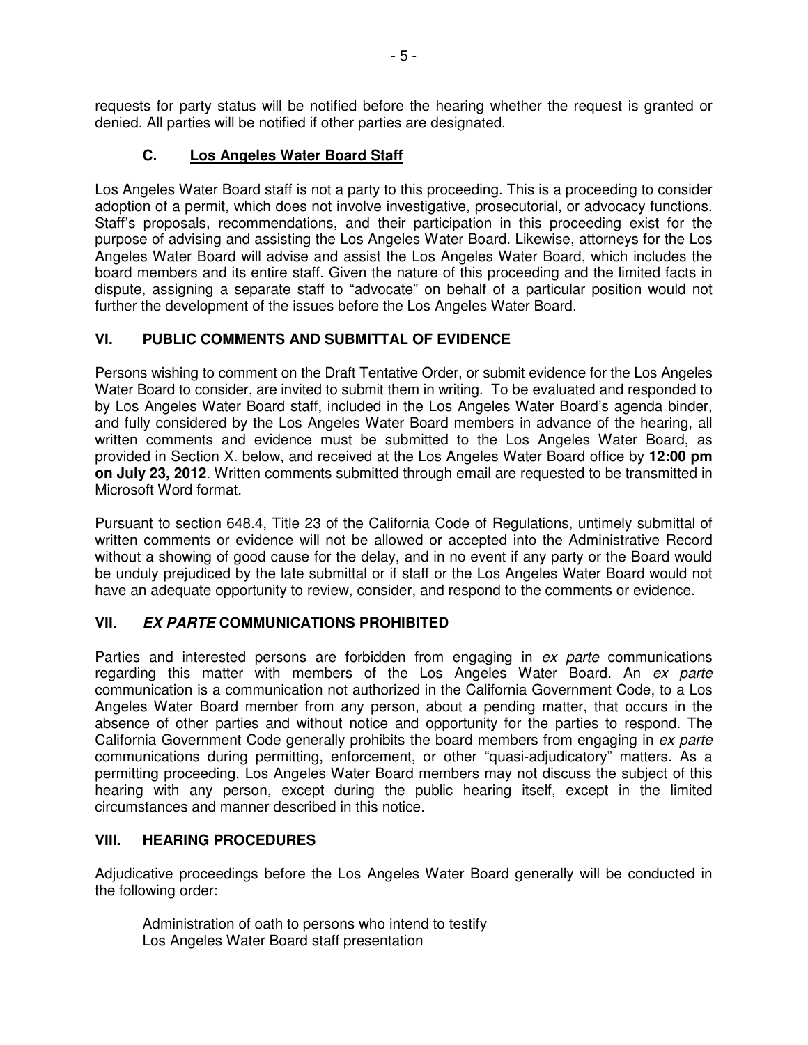requests for party status will be notified before the hearing whether the request is granted or denied. All parties will be notified if other parties are designated.

### C. Los Angeles Water Board Staff

Los Angeles Water Board staff is not a party to this proceeding. This is a proceeding to consider adoption of a permit, which does not involve investigative, prosecutorial, or advocacy functions. Staff's proposals, recommendations, and their participation in this proceeding exist for the purpose of advising and assisting the Los Angeles Water Board. Likewise, attorneys for the Los Angeles Water Board will advise and assist the Los Angeles Water Board, which includes the board members and its entire staff. Given the nature of this proceeding and the limited facts in dispute, assigning a separate staff to "advocate" on behalf of a particular position would not further the development of the issues before the Los Angeles Water Board.

## VI. PUBLIC COMMENTS AND SUBMITTAL OF EVIDENCE

Persons wishing to comment on the Draft Tentative Order, or submit evidence for the Los Angeles Water Board to consider, are invited to submit them in writing. To be evaluated and responded to by Los Angeles Water Board staff, included in the Los Angeles Water Board's agenda binder, and fully considered by the Los Angeles Water Board members in advance of the hearing, all written comments and evidence must be submitted to the Los Angeles Water Board, as provided in Section X. below, and received at the Los Angeles Water Board office by **12:00 pm on July 23, 2012**. Written comments submitted through email are requested to be transmitted in Microsoft Word format.

Pursuant to section 648.4, Title 23 of the California Code of Regulations, untimely submittal of written comments or evidence will not be allowed or accepted into the Administrative Record without a showing of good cause for the delay, and in no event if any party or the Board would be unduly prejudiced by the late submittal or if staff or the Los Angeles Water Board would not have an adequate opportunity to review, consider, and respond to the comments or evidence.

## VII. *EX PARTE* COMMUNICATIONS PROHIBITED

Parties and interested persons are forbidden from engaging in *ex parte* communications regarding this matter with members of the Los Angeles Water Board. An *ex parte* communication is a communication not authorized in the California Government Code, to a Los Angeles Water Board member from any person, about a pending matter, that occurs in the absence of other parties and without notice and opportunity for the parties to respond. The California Government Code generally prohibits the board members from engaging in *ex parte* communications during permitting, enforcement, or other "quasi-adjudicatory" matters. As a permitting proceeding, Los Angeles Water Board members may not discuss the subject of this hearing with any person, except during the public hearing itself, except in the limited circumstances and manner described in this notice.

## VIII. HEARING PROCEDURES

Adjudicative proceedings before the Los Angeles Water Board generally will be conducted in the following order:

Administration of oath to persons who intend to testify
Los Angeles Water Board staff presentation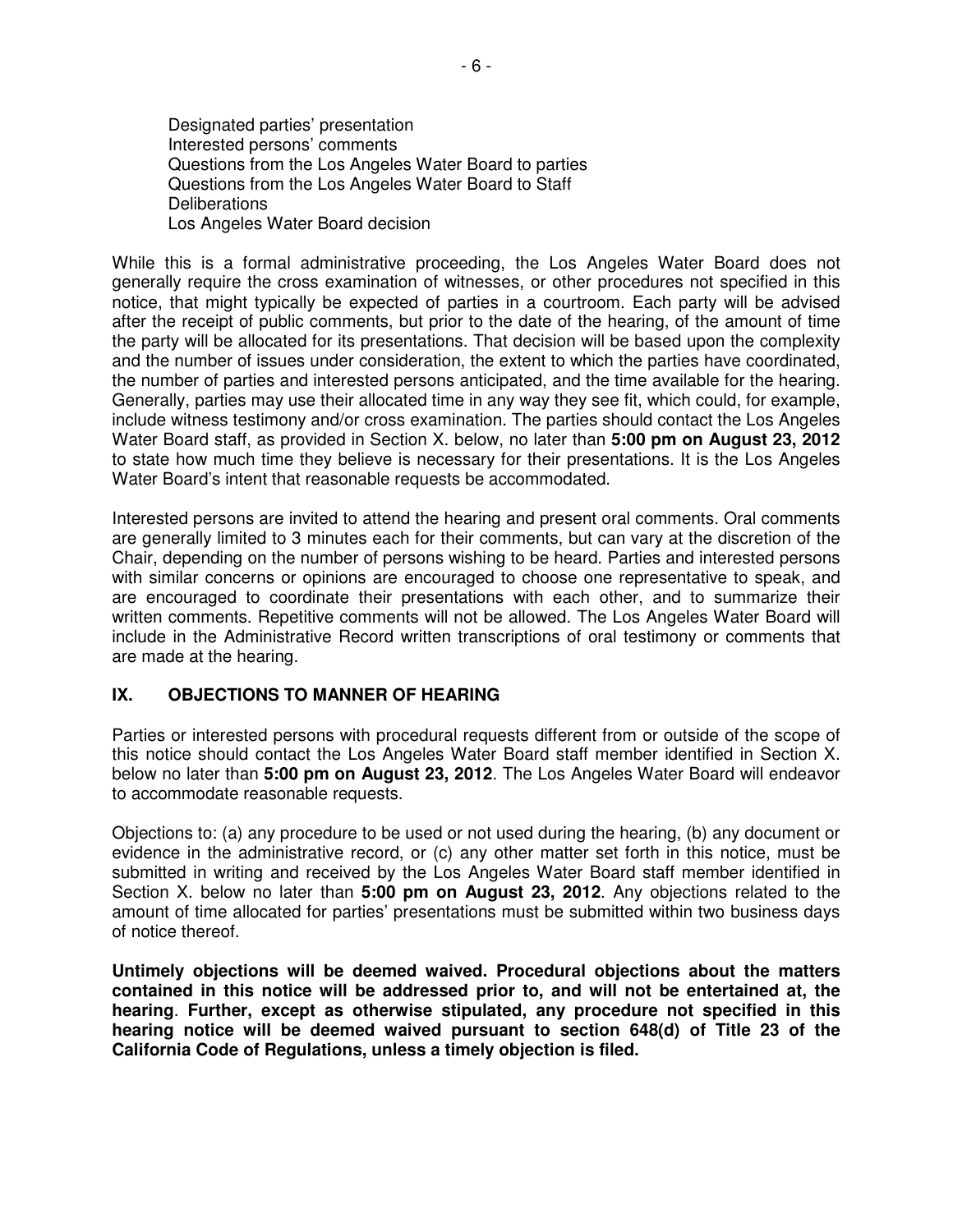Designated parties' presentation
Interested persons' comments
Questions from the Los Angeles Water Board to parties
Questions from the Los Angeles Water Board to Staff
Deliberations
Los Angeles Water Board decision

While this is a formal administrative proceeding, the Los Angeles Water Board does not generally require the cross examination of witnesses, or other procedures not specified in this notice, that might typically be expected of parties in a courtroom. Each party will be advised after the receipt of public comments, but prior to the date of the hearing, of the amount of time the party will be allocated for its presentations. That decision will be based upon the complexity and the number of issues under consideration, the extent to which the parties have coordinated, the number of parties and interested persons anticipated, and the time available for the hearing. Generally, parties may use their allocated time in any way they see fit, which could, for example, include witness testimony and/or cross examination. The parties should contact the Los Angeles Water Board staff, as provided in Section X. below, no later than **5:00 pm on August 23, 2012** to state how much time they believe is necessary for their presentations. It is the Los Angeles Water Board's intent that reasonable requests be accommodated.

Interested persons are invited to attend the hearing and present oral comments. Oral comments are generally limited to 3 minutes each for their comments, but can vary at the discretion of the Chair, depending on the number of persons wishing to be heard. Parties and interested persons with similar concerns or opinions are encouraged to choose one representative to speak, and are encouraged to coordinate their presentations with each other, and to summarize their written comments. Repetitive comments will not be allowed. The Los Angeles Water Board will include in the Administrative Record written transcriptions of oral testimony or comments that are made at the hearing.

## IX. OBJECTIONS TO MANNER OF HEARING

Parties or interested persons with procedural requests different from or outside of the scope of this notice should contact the Los Angeles Water Board staff member identified in Section X. below no later than **5:00 pm on August 23, 2012**. The Los Angeles Water Board will endeavor to accommodate reasonable requests.

Objections to: (a) any procedure to be used or not used during the hearing, (b) any document or evidence in the administrative record, or (c) any other matter set forth in this notice, must be submitted in writing and received by the Los Angeles Water Board staff member identified in Section X. below no later than **5:00 pm on August 23, 2012**. Any objections related to the amount of time allocated for parties' presentations must be submitted within two business days of notice thereof.

**Untimely objections will be deemed waived. Procedural objections about the matters contained in this notice will be addressed prior to, and will not be entertained at, the hearing. Further, except as otherwise stipulated, any procedure not specified in this hearing notice will be deemed waived pursuant to section 648(d) of Title 23 of the California Code of Regulations, unless a timely objection is filed.**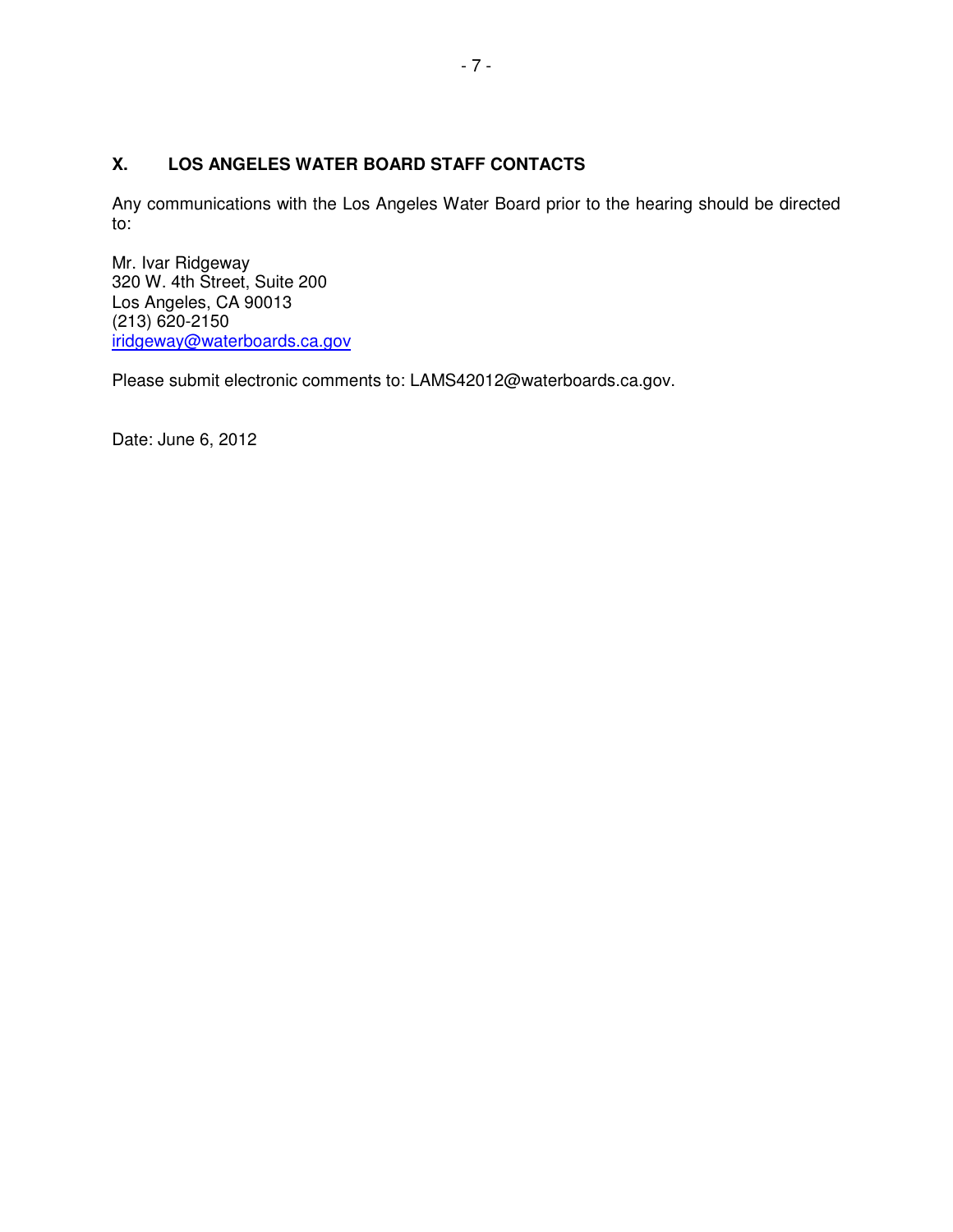## X. LOS ANGELES WATER BOARD STAFF CONTACTS

Any communications with the Los Angeles Water Board prior to the hearing should be directed to:

Mr. Ivar Ridgeway  
320 W. 4th Street, Suite 200  
Los Angeles, CA 90013  
(213) 620-2150  
iridgeway@waterboards.ca.gov

Please submit electronic comments to: LAMS42012@waterboards.ca.gov.

Date: June 6, 2012